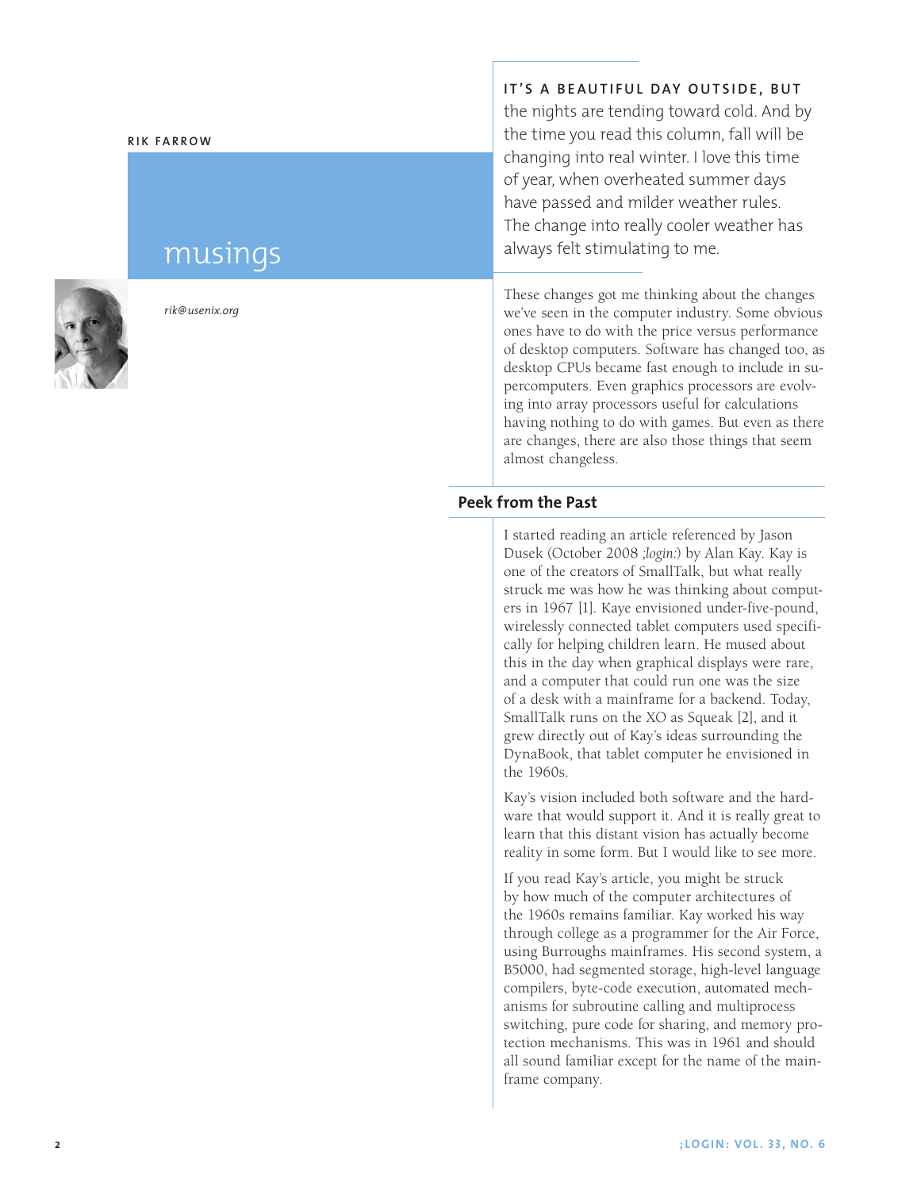RIK FARROW

# musings

*rik@usenix.org*

**IT'S A BEAUTIFUL DAY OUTSIDE, BUT** the nights are tending toward cold. And by the time you read this column, fall will be changing into real winter. I love this time of year, when overheated summer days have passed and milder weather rules. The change into really cooler weather has always felt stimulating to me.

These changes got me thinking about the changes we've seen in the computer industry. Some obvious ones have to do with the price versus performance of desktop computers. Software has changed too, as desktop CPUs became fast enough to include in supercomputers. Even graphics processors are evolving into array processors useful for calculations having nothing to do with games. But even as there are changes, there are also those things that seem almost changeless.

## Peek from the Past

I started reading an article referenced by Jason Dusek (October 2008 *;login:*) by Alan Kay. Kay is one of the creators of SmallTalk, but what really struck me was how he was thinking about computers in 1967 [1]. Kaye envisioned under-five-pound, wirelessly connected tablet computers used specifically for helping children learn. He mused about this in the day when graphical displays were rare, and a computer that could run one was the size of a desk with a mainframe for a backend. Today, SmallTalk runs on the XO as Squeak [2], and it grew directly out of Kay's ideas surrounding the DynaBook, that tablet computer he envisioned in the 1960s.

Kay's vision included both software and the hardware that would support it. And it is really great to learn that this distant vision has actually become reality in some form. But I would like to see more.

If you read Kay's article, you might be struck by how much of the computer architectures of the 1960s remains familiar. Kay worked his way through college as a programmer for the Air Force, using Burroughs mainframes. His second system, a B5000, had segmented storage, high-level language compilers, byte-code execution, automated mechanisms for subroutine calling and multiprocess switching, pure code for sharing, and memory protection mechanisms. This was in 1961 and should all sound familiar except for the name of the mainframe company.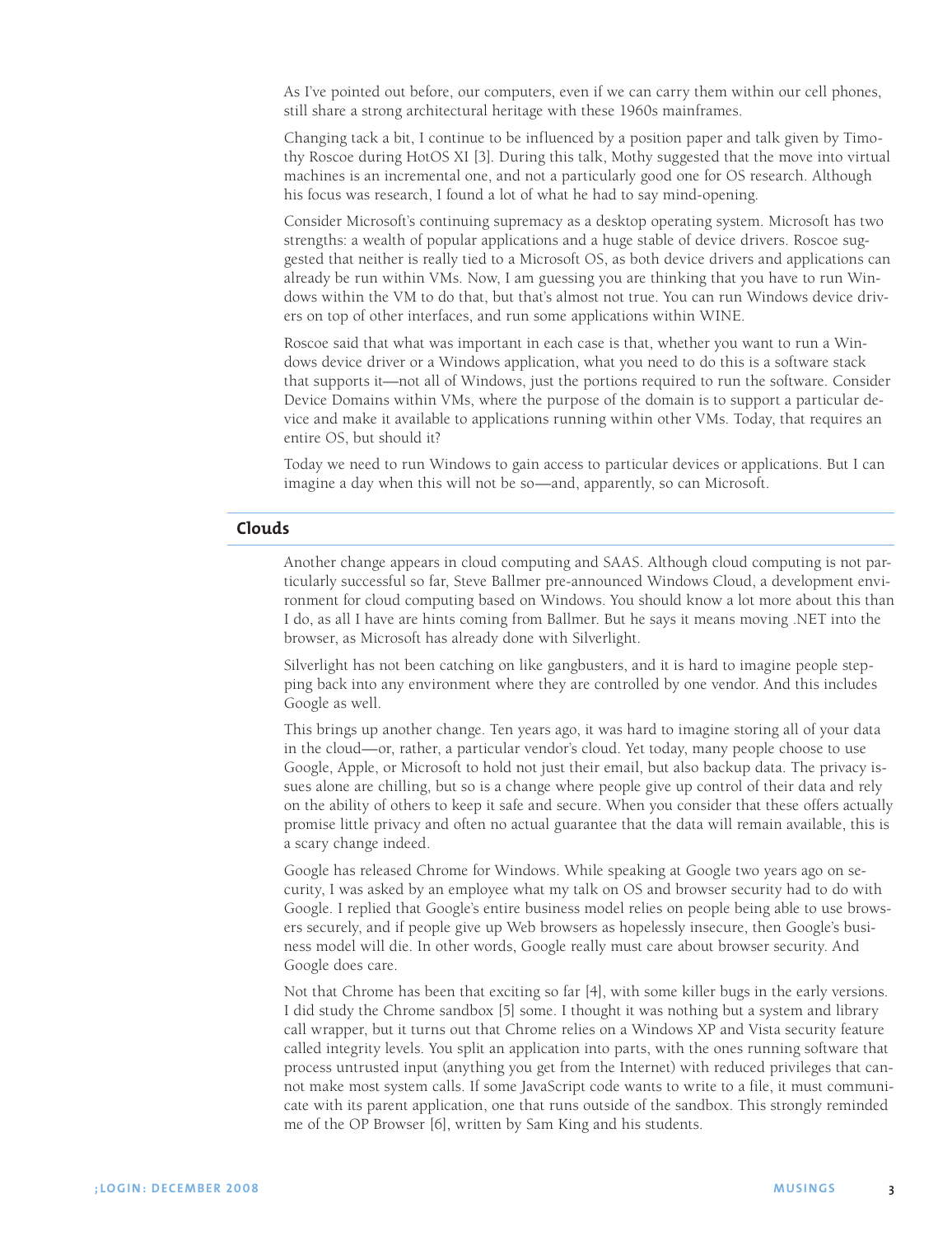As I've pointed out before, our computers, even if we can carry them within our cell phones, still share a strong architectural heritage with these 1960s mainframes.

Changing tack a bit, I continue to be influenced by a position paper and talk given by Timothy Roscoe during HotOS XI [3]. During this talk, Mothy suggested that the move into virtual machines is an incremental one, and not a particularly good one for OS research. Although his focus was research, I found a lot of what he had to say mind-opening.

Consider Microsoft's continuing supremacy as a desktop operating system. Microsoft has two strengths: a wealth of popular applications and a huge stable of device drivers. Roscoe suggested that neither is really tied to a Microsoft OS, as both device drivers and applications can already be run within VMs. Now, I am guessing you are thinking that you have to run Windows within the VM to do that, but that's almost not true. You can run Windows device drivers on top of other interfaces, and run some applications within WINE.

Roscoe said that what was important in each case is that, whether you want to run a Windows device driver or a Windows application, what you need to do this is a software stack that supports it—not all of Windows, just the portions required to run the software. Consider Device Domains within VMs, where the purpose of the domain is to support a particular device and make it available to applications running within other VMs. Today, that requires an entire OS, but should it?

Today we need to run Windows to gain access to particular devices or applications. But I can imagine a day when this will not be so—and, apparently, so can Microsoft.

## Clouds

Another change appears in cloud computing and SAAS. Although cloud computing is not particularly successful so far, Steve Ballmer pre-announced Windows Cloud, a development environment for cloud computing based on Windows. You should know a lot more about this than I do, as all I have are hints coming from Ballmer. But he says it means moving .NET into the browser, as Microsoft has already done with Silverlight.

Silverlight has not been catching on like gangbusters, and it is hard to imagine people stepping back into any environment where they are controlled by one vendor. And this includes Google as well.

This brings up another change. Ten years ago, it was hard to imagine storing all of your data in the cloud—or, rather, a particular vendor's cloud. Yet today, many people choose to use Google, Apple, or Microsoft to hold not just their email, but also backup data. The privacy issues alone are chilling, but so is a change where people give up control of their data and rely on the ability of others to keep it safe and secure. When you consider that these offers actually promise little privacy and often no actual guarantee that the data will remain available, this is a scary change indeed.

Google has released Chrome for Windows. While speaking at Google two years ago on security, I was asked by an employee what my talk on OS and browser security had to do with Google. I replied that Google's entire business model relies on people being able to use browsers securely, and if people give up Web browsers as hopelessly insecure, then Google's business model will die. In other words, Google really must care about browser security. And Google does care.

Not that Chrome has been that exciting so far [4], with some killer bugs in the early versions. I did study the Chrome sandbox [5] some. I thought it was nothing but a system and library call wrapper, but it turns out that Chrome relies on a Windows XP and Vista security feature called integrity levels. You split an application into parts, with the ones running software that process untrusted input (anything you get from the Internet) with reduced privileges that cannot make most system calls. If some JavaScript code wants to write to a file, it must communicate with its parent application, one that runs outside of the sandbox. This strongly reminded me of the OP Browser [6], written by Sam King and his students.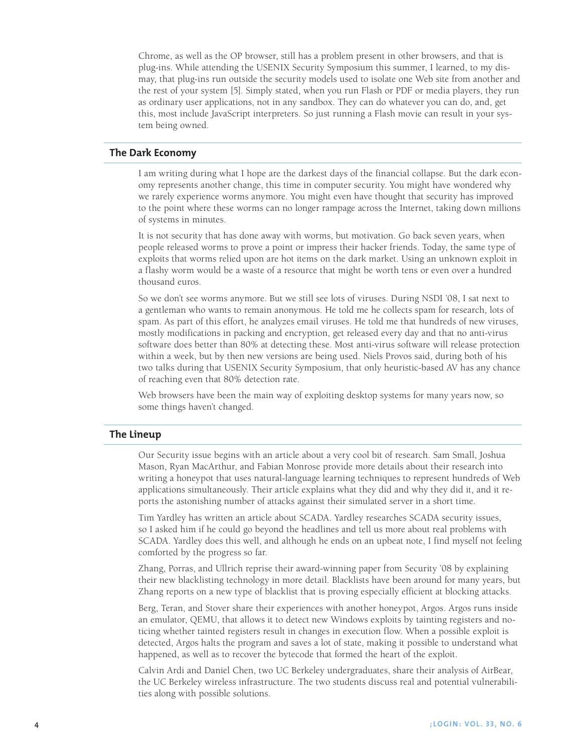Chrome, as well as the OP browser, still has a problem present in other browsers, and that is plug-ins. While attending the USENIX Security Symposium this summer, I learned, to my dismay, that plug-ins run outside the security models used to isolate one Web site from another and the rest of your system [5]. Simply stated, when you run Flash or PDF or media players, they run as ordinary user applications, not in any sandbox. They can do whatever you can do, and, get this, most include JavaScript interpreters. So just running a Flash movie can result in your system being owned.

## The Dark Economy

I am writing during what I hope are the darkest days of the financial collapse. But the dark economy represents another change, this time in computer security. You might have wondered why we rarely experience worms anymore. You might even have thought that security has improved to the point where these worms can no longer rampage across the Internet, taking down millions of systems in minutes.

It is not security that has done away with worms, but motivation. Go back seven years, when people released worms to prove a point or impress their hacker friends. Today, the same type of exploits that worms relied upon are hot items on the dark market. Using an unknown exploit in a flashy worm would be a waste of a resource that might be worth tens or even over a hundred thousand euros.

So we don't see worms anymore. But we still see lots of viruses. During NSDI '08, I sat next to a gentleman who wants to remain anonymous. He told me he collects spam for research, lots of spam. As part of this effort, he analyzes email viruses. He told me that hundreds of new viruses, mostly modifications in packing and encryption, get released every day and that no anti-virus software does better than 80% at detecting these. Most anti-virus software will release protection within a week, but by then new versions are being used. Niels Provos said, during both of his two talks during that USENIX Security Symposium, that only heuristic-based AV has any chance of reaching even that 80% detection rate.

Web browsers have been the main way of exploiting desktop systems for many years now, so some things haven't changed.

## The Lineup

Our Security issue begins with an article about a very cool bit of research. Sam Small, Joshua Mason, Ryan MacArthur, and Fabian Monrose provide more details about their research into writing a honeypot that uses natural-language learning techniques to represent hundreds of Web applications simultaneously. Their article explains what they did and why they did it, and it reports the astonishing number of attacks against their simulated server in a short time.

Tim Yardley has written an article about SCADA. Yardley researches SCADA security issues, so I asked him if he could go beyond the headlines and tell us more about real problems with SCADA. Yardley does this well, and although he ends on an upbeat note, I find myself not feeling comforted by the progress so far.

Zhang, Porras, and Ullrich reprise their award-winning paper from Security '08 by explaining their new blacklisting technology in more detail. Blacklists have been around for many years, but Zhang reports on a new type of blacklist that is proving especially efficient at blocking attacks.

Berg, Teran, and Stover share their experiences with another honeypot, Argos. Argos runs inside an emulator, QEMU, that allows it to detect new Windows exploits by tainting registers and noticing whether tainted registers result in changes in execution flow. When a possible exploit is detected, Argos halts the program and saves a lot of state, making it possible to understand what happened, as well as to recover the bytecode that formed the heart of the exploit.

Calvin Ardi and Daniel Chen, two UC Berkeley undergraduates, share their analysis of AirBear, the UC Berkeley wireless infrastructure. The two students discuss real and potential vulnerabilities along with possible solutions.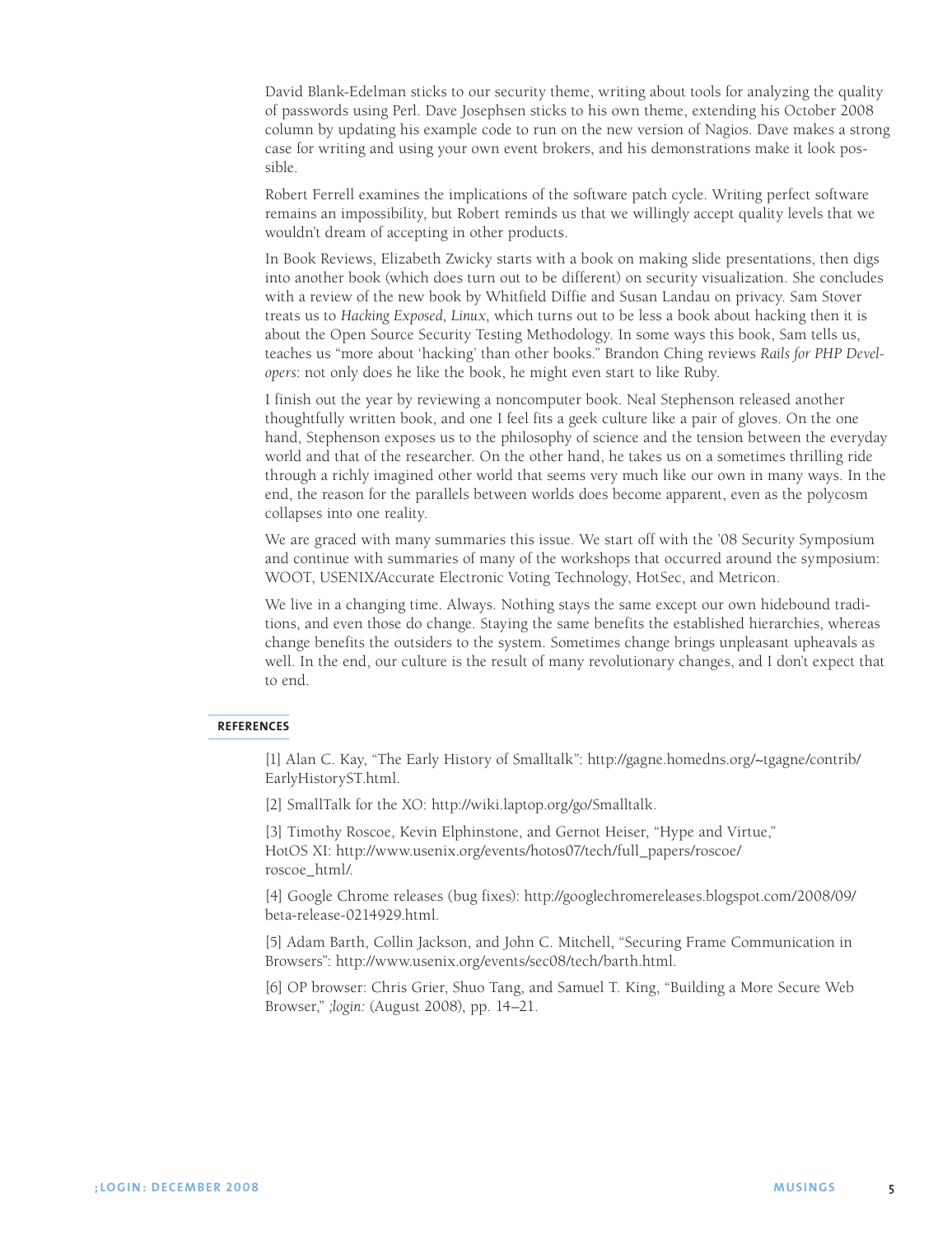David Blank-Edelman sticks to our security theme, writing about tools for analyzing the quality of passwords using Perl. Dave Josephsen sticks to his own theme, extending his October 2008 column by updating his example code to run on the new version of Nagios. Dave makes a strong case for writing and using your own event brokers, and his demonstrations make it look possible.

Robert Ferrell examines the implications of the software patch cycle. Writing perfect software remains an impossibility, but Robert reminds us that we willingly accept quality levels that we wouldn't dream of accepting in other products.

In Book Reviews, Elizabeth Zwicky starts with a book on making slide presentations, then digs into another book (which does turn out to be different) on security visualization. She concludes with a review of the new book by Whitfield Diffie and Susan Landau on privacy. Sam Stover treats us to *Hacking Exposed, Linux*, which turns out to be less a book about hacking then it is about the Open Source Security Testing Methodology. In some ways this book, Sam tells us, teaches us "more about 'hacking' than other books." Brandon Ching reviews *Rails for PHP Developers*: not only does he like the book, he might even start to like Ruby.

I finish out the year by reviewing a noncomputer book. Neal Stephenson released another thoughtfully written book, and one I feel fits a geek culture like a pair of gloves. On the one hand, Stephenson exposes us to the philosophy of science and the tension between the everyday world and that of the researcher. On the other hand, he takes us on a sometimes thrilling ride through a richly imagined other world that seems very much like our own in many ways. In the end, the reason for the parallels between worlds does become apparent, even as the polycosm collapses into one reality.

We are graced with many summaries this issue. We start off with the '08 Security Symposium and continue with summaries of many of the workshops that occurred around the symposium: WOOT, USENIX/Accurate Electronic Voting Technology, HotSec, and Metricon.

We live in a changing time. Always. Nothing stays the same except our own hidebound traditions, and even those do change. Staying the same benefits the established hierarchies, whereas change benefits the outsiders to the system. Sometimes change brings unpleasant upheavals as well. In the end, our culture is the result of many revolutionary changes, and I don't expect that to end.

## REFERENCES

[1] Alan C. Kay, "The Early History of Smalltalk": http://gagne.homedns.org/~tgagne/contrib/EarlyHistoryST.html.

[2] SmallTalk for the XO: http://wiki.laptop.org/go/Smalltalk.

[3] Timothy Roscoe, Kevin Elphinstone, and Gernot Heiser, "Hype and Virtue," HotOS XI: http://www.usenix.org/events/hotos07/tech/full_papers/roscoe/roscoe_html/.

[4] Google Chrome releases (bug fixes): http://googlechromereleases.blogspot.com/2008/09/beta-release-0214929.html.

[5] Adam Barth, Collin Jackson, and John C. Mitchell, "Securing Frame Communication in Browsers": http://www.usenix.org/events/sec08/tech/barth.html.

[6] OP browser: Chris Grier, Shuo Tang, and Samuel T. King, "Building a More Secure Web Browser," *;login:* (August 2008), pp. 14–21.